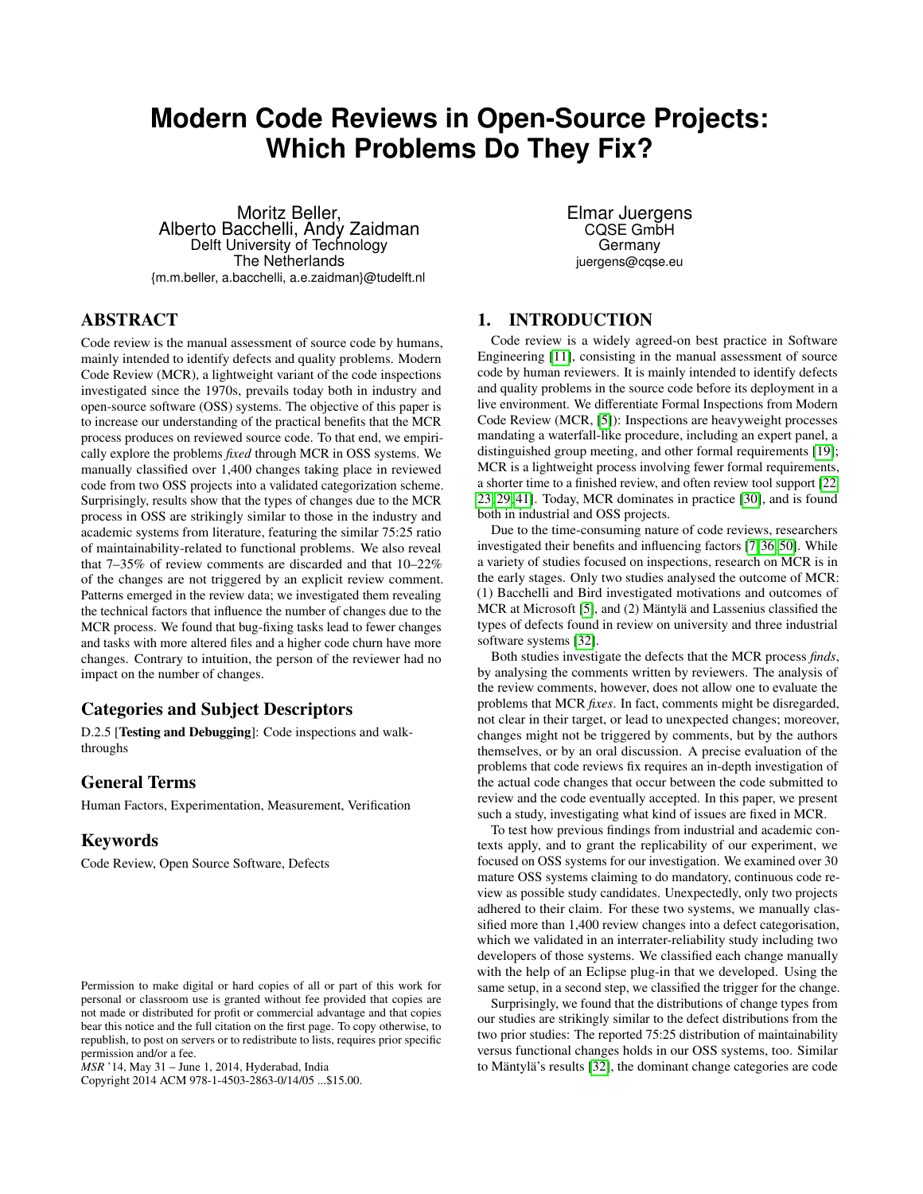# Modern Code Reviews in Open-Source Projects: Which Problems Do They Fix?

Moritz Beller,
Alberto Bacchelli, Andy Zaidman
Delft University of Technology
The Netherlands
{m.m.beller, a.bacchelli, a.e.zaidman}@tudelft.nl

Elmar Juergens
CQSE GmbH
Germany
juergens@cqse.eu

## ABSTRACT

Code review is the manual assessment of source code by humans, mainly intended to identify defects and quality problems. Modern Code Review (MCR), a lightweight variant of the code inspections investigated since the 1970s, prevails today both in industry and open-source software (OSS) systems. The objective of this paper is to increase our understanding of the practical benefits that the MCR process produces on reviewed source code. To that end, we empirically explore the problems *fixed* through MCR in OSS systems. We manually classified over 1,400 changes taking place in reviewed code from two OSS projects into a validated categorization scheme. Surprisingly, results show that the types of changes due to the MCR process in OSS are strikingly similar to those in the industry and academic systems from literature, featuring the similar 75:25 ratio of maintainability-related to functional problems. We also reveal that 7–35% of review comments are discarded and that 10–22% of the changes are not triggered by an explicit review comment. Patterns emerged in the review data; we investigated them revealing the technical factors that influence the number of changes due to the MCR process. We found that bug-fixing tasks lead to fewer changes and tasks with more altered files and a higher code churn have more changes. Contrary to intuition, the person of the reviewer had no impact on the number of changes.

### Categories and Subject Descriptors

D.2.5 [**Testing and Debugging**]: Code inspections and walk-throughs

### General Terms

Human Factors, Experimentation, Measurement, Verification

### Keywords

Code Review, Open Source Software, Defects

Permission to make digital or hard copies of all or part of this work for personal or classroom use is granted without fee provided that copies are not made or distributed for profit or commercial advantage and that copies bear this notice and the full citation on the first page. To copy otherwise, to republish, to post on servers or to redistribute to lists, requires prior specific permission and/or a fee.
*MSR* '14, May 31 – June 1, 2014, Hyderabad, India
Copyright 2014 ACM 978-1-4503-2863-0/14/05 ...$15.00.

## 1. INTRODUCTION

Code review is a widely agreed-on best practice in Software Engineering [11], consisting in the manual assessment of source code by human reviewers. It is mainly intended to identify defects and quality problems in the source code before its deployment in a live environment. We differentiate Formal Inspections from Modern Code Review (MCR, [5]): Inspections are heavyweight processes mandating a waterfall-like procedure, including an expert panel, a distinguished group meeting, and other formal requirements [19]; MCR is a lightweight process involving fewer formal requirements, a shorter time to a finished review, and often review tool support [22, 23, 29, 41]. Today, MCR dominates in practice [30], and is found both in industrial and OSS projects.

Due to the time-consuming nature of code reviews, researchers investigated their benefits and influencing factors [7, 36, 50]. While a variety of studies focused on inspections, research on MCR is in the early stages. Only two studies analysed the outcome of MCR: (1) Bacchelli and Bird investigated motivations and outcomes of MCR at Microsoft [5], and (2) Mäntylä and Lassenius classified the types of defects found in review on university and three industrial software systems [32].

Both studies investigate the defects that the MCR process *finds*, by analysing the comments written by reviewers. The analysis of the review comments, however, does not allow one to evaluate the problems that MCR *fixes*. In fact, comments might be disregarded, not clear in their target, or lead to unexpected changes; moreover, changes might not be triggered by comments, but by the authors themselves, or by an oral discussion. A precise evaluation of the problems that code reviews fix requires an in-depth investigation of the actual code changes that occur between the code submitted to review and the code eventually accepted. In this paper, we present such a study, investigating what kind of issues are fixed in MCR.

To test how previous findings from industrial and academic contexts apply, and to grant the replicability of our experiment, we focused on OSS systems for our investigation. We examined over 30 mature OSS systems claiming to do mandatory, continuous code review as possible study candidates. Unexpectedly, only two projects adhered to their claim. For these two systems, we manually classified more than 1,400 review changes into a defect categorisation, which we validated in an interrater-reliability study including two developers of those systems. We classified each change manually with the help of an Eclipse plug-in that we developed. Using the same setup, in a second step, we classified the trigger for the change.

Surprisingly, we found that the distributions of change types from our studies are strikingly similar to the defect distributions from the two prior studies: The reported 75:25 distribution of maintainability versus functional changes holds in our OSS systems, too. Similar to Mäntylä's results [32], the dominant change categories are code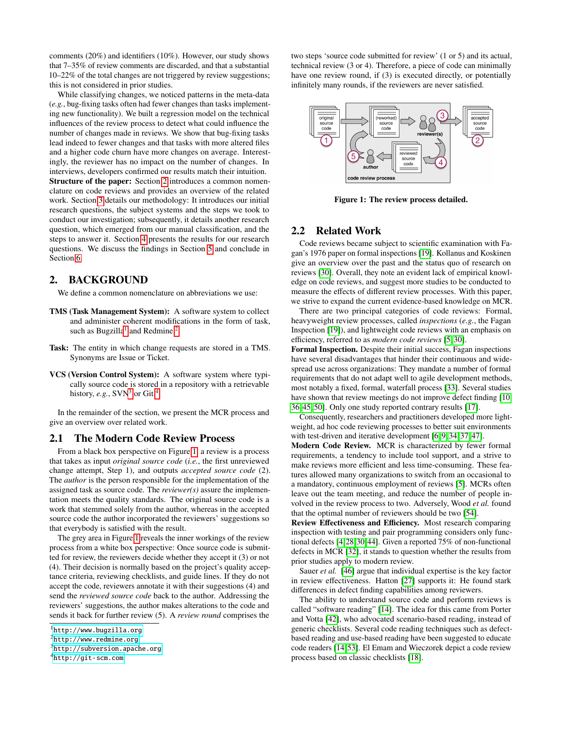comments (20%) and identifiers (10%). However, our study shows that 7–35% of review comments are discarded, and that a substantial 10–22% of the total changes are not triggered by review suggestions; this is not considered in prior studies.

While classifying changes, we noticed patterns in the meta-data (*e.g.*, bug-fixing tasks often had fewer changes than tasks implementing new functionality). We built a regression model on the technical influences of the review process to detect what could influence the number of changes made in reviews. We show that bug-fixing tasks lead indeed to fewer changes and that tasks with more altered files and a higher code churn have more changes on average. Interestingly, the reviewer has no impact on the number of changes. In interviews, developers confirmed our results match their intuition.

**Structure of the paper:** Section 2 introduces a common nomenclature on code reviews and provides an overview of the related work. Section 3 details our methodology: It introduces our initial research questions, the subject systems and the steps we took to conduct our investigation; subsequently, it details another research question, which emerged from our manual classification, and the steps to answer it. Section 4 presents the results for our research questions. We discuss the findings in Section 5 and conclude in Section 6.

## 2. BACKGROUND

We define a common nomenclature on abbreviations we use:

**TMS (Task Management System):** A software system to collect and administer coherent modifications in the form of task, such as Bugzilla[1] and Redmine.[2]

**Task:** The entity in which change requests are stored in a TMS. Synonyms are Issue or Ticket.

**VCS (Version Control System):** A software system where typically source code is stored in a repository with a retrievable history, *e.g.*, SVN[3] or Git.[4]

In the remainder of the section, we present the MCR process and give an overview over related work.

### 2.1 The Modern Code Review Process

From a black box perspective on Figure 1, a review is a process that takes as input *original source code* (*i.e.*, the first unreviewed change attempt, Step 1), and outputs *accepted source code* (2). The *author* is the person responsible for the implementation of the assigned task as source code. The *reviewer(s)* assure the implementation meets the quality standards. The original source code is a work that stemmed solely from the author, whereas in the accepted source code the author incorporated the reviewers' suggestions so that everybody is satisfied with the result.

The grey area in Figure 1 reveals the inner workings of the review process from a white box perspective: Once source code is submitted for review, the reviewers decide whether they accept it (3) or not (4). Their decision is normally based on the project's quality acceptance criteria, reviewing checklists, and guide lines. If they do not accept the code, reviewers annotate it with their suggestions (4) and send the *reviewed source code* back to the author. Addressing the reviewers' suggestions, the author makes alterations to the code and sends it back for further review (5). A *review round* comprises the two steps 'source code submitted for review' (1 or 5) and its actual, technical review (3 or 4). Therefore, a piece of code can minimally have one review round, if (3) is executed directly, or potentially infinitely many rounds, if the reviewers are never satisfied.

**Figure 1: The review process detailed.**

### 2.2 Related Work

Code reviews became subject to scientific examination with Fagan's 1976 paper on formal inspections [19]. Kollanus and Koskinen give an overview over the past and the status quo of research on reviews [30]. Overall, they note an evident lack of empirical knowledge on code reviews, and suggest more studies to be conducted to measure the effects of different review processes. With this paper, we strive to expand the current evidence-based knowledge on MCR.

There are two principal categories of code reviews: Formal, heavyweight review processes, called *inspections* (*e.g.*, the Fagan Inspection [19]), and lightweight code reviews with an emphasis on efficiency, referred to as *modern code reviews* [5,30].

**Formal Inspection.** Despite their initial success, Fagan inspections have several disadvantages that hinder their continuous and widespread use across organizations: They mandate a number of formal requirements that do not adapt well to agile development methods, most notably a fixed, formal, waterfall process [33]. Several studies have shown that review meetings do not improve defect finding [10,36,45,50]. Only one study reported contrary results [17].

Consequently, researchers and practitioners developed more lightweight, ad hoc code reviewing processes to better suit environments with test-driven and iterative development [6,9,34,37,47].

**Modern Code Review.** MCR is characterized by fewer formal requirements, a tendency to include tool support, and a strive to make reviews more efficient and less time-consuming. These features allowed many organizations to switch from an occasional to a mandatory, continuous employment of reviews [5]. MCRs often leave out the team meeting, and reduce the number of people involved in the review process to two. Adversely, Wood *et al.* found that the optimal number of reviewers should be two [54].

**Review Effectiveness and Efficiency.** Most research comparing inspection with testing and pair programming considers only functional defects [4,28,30,44]. Given a reported 75% of non-functional defects in MCR [32], it stands to question whether the results from prior studies apply to modern review.

Sauer *et al.* [46] argue that individual expertise is the key factor in review effectiveness. Hatton [27] supports it: He found stark differences in defect finding capabilities among reviewers.

The ability to understand source code and perform reviews is called "software reading" [14]. The idea for this came from Porter and Votta [42], who advocated scenario-based reading, instead of generic checklists. Several code reading techniques such as defect-based reading and use-based reading have been suggested to educate code readers [14,53]. El Emam and Wieczorek depict a code review process based on classic checklists [18].

[1] http://www.bugzilla.org
[2] http://www.redmine.org
[3] http://subversion.apache.org
[4] http://git-scm.com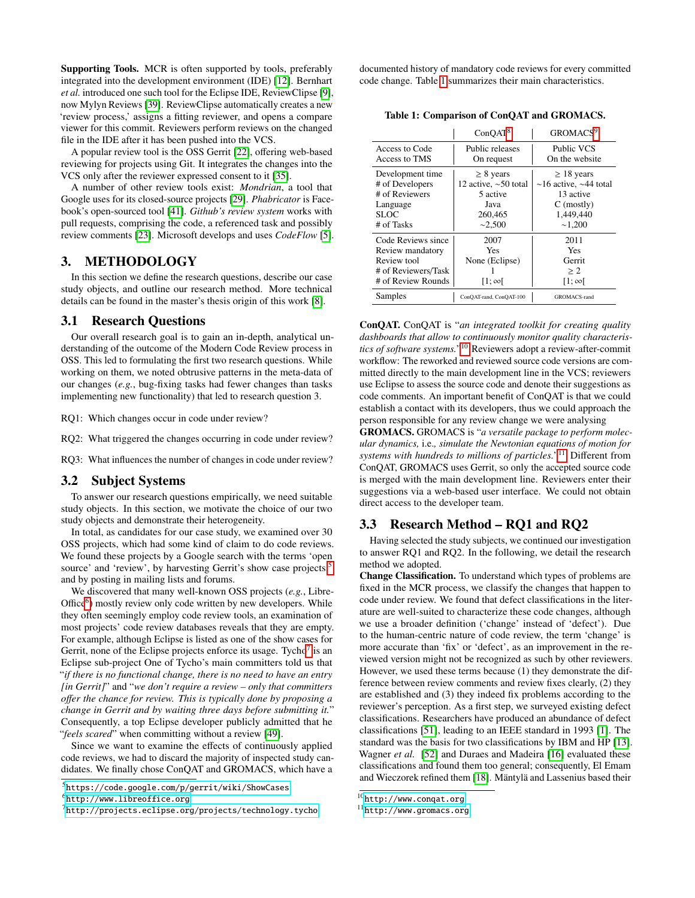**Supporting Tools.** MCR is often supported by tools, preferably integrated into the development environment (IDE) [12]. Bernhart *et al.* introduced one such tool for the Eclipse IDE, ReviewClipse [9], now Mylyn Reviews [39]. ReviewClipse automatically creates a new 'review process,' assigns a fitting reviewer, and opens a compare viewer for this commit. Reviewers perform reviews on the changed file in the IDE after it has been pushed into the VCS.

A popular review tool is the OSS Gerrit [22], offering web-based reviewing for projects using Git. It integrates the changes into the VCS only after the reviewer expressed consent to it [35].

A number of other review tools exist: *Mondrian*, a tool that Google uses for its closed-source projects [29]. *Phabricator* is Facebook's open-sourced tool [41]. *Github's review system* works with pull requests, comprising the code, a referenced task and possibly review comments [23]. Microsoft develops and uses *CodeFlow* [5].

## 3. METHODOLOGY

In this section we define the research questions, describe our case study objects, and outline our research method. More technical details can be found in the master's thesis origin of this work [8].

### 3.1 Research Questions

Our overall research goal is to gain an in-depth, analytical understanding of the outcome of the Modern Code Review process in OSS. This led to formulating the first two research questions. While working on them, we noted obtrusive patterns in the meta-data of our changes (*e.g.*, bug-fixing tasks had fewer changes than tasks implementing new functionality) that led to research question 3.

RQ1: Which changes occur in code under review?

RQ2: What triggered the changes occurring in code under review?

RQ3: What influences the number of changes in code under review?

### 3.2 Subject Systems

To answer our research questions empirically, we need suitable study objects. In this section, we motivate the choice of our two study objects and demonstrate their heterogeneity.

In total, as candidates for our case study, we examined over 30 OSS projects, which had some kind of claim to do code reviews. We found these projects by a Google search with the terms 'open source' and 'review', by harvesting Gerrit's show case projects[5] and by posting in mailing lists and forums.

We discovered that many well-known OSS projects (*e.g.*, LibreOffice[6]) mostly review only code written by new developers. While they often seemingly employ code review tools, an examination of most projects' code review databases reveals that they are empty. For example, although Eclipse is listed as one of the show cases for Gerrit, none of the Eclipse projects enforce its usage. Tycho[7] is an Eclipse sub-project One of Tycho's main committers told us that "*if there is no functional change, there is no need to have an entry [in Gerrit]*" and "*we don't require a review – only that committers offer the chance for review. This is typically done by proposing a change in Gerrit and by waiting three days before submitting it.*" Consequently, a top Eclipse developer publicly admitted that he "*feels scared*" when committing without a review [49].

Since we want to examine the effects of continuously applied code reviews, we had to discard the majority of inspected study candidates. We finally chose ConQAT and GROMACS, which have a documented history of mandatory code reviews for every committed code change. Table 1 summarizes their main characteristics.

**Table 1: Comparison of ConQAT and GROMACS.**

| | ConQAT[8] | GROMACS[9] |
|---|---|---|
| Access to Code | Public releases | Public VCS |
| Access to TMS | On request | On the website |
| Development time | ≥ 8 years | ≥ 18 years |
| # of Developers | 12 active, ~50 total | ~16 active, ~44 total |
| # of Reviewers | 5 active | 13 active |
| Language | Java | C (mostly) |
| SLOC | 260,465 | 1,449,440 |
| # of Tasks | ~2,500 | ~1,200 |
| Code Reviews since | 2007 | 2011 |
| Review mandatory | Yes | Yes |
| Review tool | None (Eclipse) | Gerrit |
| # of Reviewers/Task | 1 | ≥ 2 |
| # of Review Rounds | [1; ∞[ | [1; ∞[ |
| Samples | ConQAT-rand, ConQAT-100 | GROMACS-rand |

**ConQAT.** ConQAT is "*an integrated toolkit for creating quality dashboards that allow to continuously monitor quality characteristics of software systems.*"[10] Reviewers adopt a review-after-commit workflow: The reworked and reviewed source code versions are committed directly to the main development line in the VCS; reviewers use Eclipse to assess the source code and denote their suggestions as code comments. An important benefit of ConQAT is that we could establish a contact with its developers, thus we could approach the person responsible for any review change we were analysing

**GROMACS.** GROMACS is "*a versatile package to perform molecular dynamics,* i.e.*, simulate the Newtonian equations of motion for systems with hundreds to millions of particles.*"[11] Different from ConQAT, GROMACS uses Gerrit, so only the accepted source code is merged with the main development line. Reviewers enter their suggestions via a web-based user interface. We could not obtain direct access to the developer team.

### 3.3 Research Method – RQ1 and RQ2

Having selected the study subjects, we continued our investigation to answer RQ1 and RQ2. In the following, we detail the research method we adopted.

**Change Classification.** To understand which types of problems are fixed in the MCR process, we classify the changes that happen to code under review. We found that defect classifications in the literature are well-suited to characterize these code changes, although we use a broader definition ('change' instead of 'defect'). Due to the human-centric nature of code review, the term 'change' is more accurate than 'fix' or 'defect', as an improvement in the reviewed version might not be recognized as such by other reviewers. However, we used these terms because (1) they demonstrate the difference between review comments and review fixes clearly, (2) they are established and (3) they indeed fix problems according to the reviewer's perception. As a first step, we surveyed existing defect classifications. Researchers have produced an abundance of defect classifications [51], leading to an IEEE standard in 1993 [1]. The standard was the basis for two classifications by IBM and HP [13]. Wagner *et al.* [52] and Duraes and Madeira [16] evaluated these classifications and found them too general; consequently, El Emam and Wieczorek refined them [18]. Mäntylä and Lassenius based their

[5] https://code.google.com/p/gerrit/wiki/ShowCases

[6] http://www.libreoffice.org

[7] http://projects.eclipse.org/projects/technology.tycho

[10] http://www.conqat.org

[11] http://www.gromacs.org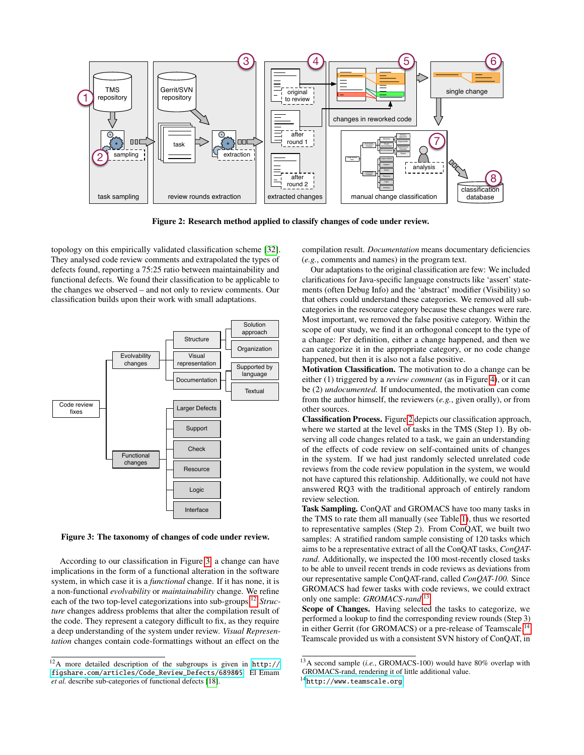Figure 2: Research method applied to classify changes of code under review.

topology on this empirically validated classification scheme [32]. They analysed code review comments and extrapolated the types of defects found, reporting a 75:25 ratio between maintainability and functional defects. We found their classification to be applicable to the changes we observed – and not only to review comments. Our classification builds upon their work with small adaptations.

Figure 3: The taxonomy of changes of code under review.

According to our classification in Figure 3, a change can have implications in the form of a functional alteration in the software system, in which case it is a *functional* change. If it has none, it is a non-functional *evolvability* or *maintainability* change. We refine each of the two top-level categorizations into sub-groups.[12] *Structure* changes address problems that alter the compilation result of the code. They represent a category difficult to fix, as they require a deep understanding of the system under review. *Visual Representation* changes contain code-formattings without an effect on the compilation result. *Documentation* means documentary deficiencies (*e.g.*, comments and names) in the program text.

Our adaptations to the original classification are few: We included clarifications for Java-specific language constructs like 'assert' statements (often Debug Info) and the 'abstract' modifier (Visibility) so that others could understand these categories. We removed all subcategories in the resource category because these changes were rare. Most important, we removed the false positive category. Within the scope of our study, we find it an orthogonal concept to the type of a change: Per definition, either a change happened, and then we can categorize it in the appropriate category, or no code change happened, but then it is also not a false positive.

**Motivation Classification.** The motivation to do a change can be either (1) triggered by a *review comment* (as in Figure 4), or it can be (2) *undocumented.* If undocumented, the motivation can come from the author himself, the reviewers (*e.g.*, given orally), or from other sources.

**Classification Process.** Figure 2 depicts our classification approach, where we started at the level of tasks in the TMS (Step 1). By observing all code changes related to a task, we gain an understanding of the effects of code review on self-contained units of changes in the system. If we had just randomly selected unrelated code reviews from the code review population in the system, we would not have captured this relationship. Additionally, we could not have answered RQ3 with the traditional approach of entirely random review selection.

**Task Sampling.** ConQAT and GROMACS have too many tasks in the TMS to rate them all manually (see Table 1), thus we resorted to representative samples (Step 2). From ConQAT, we built two samples: A stratified random sample consisting of 120 tasks which aims to be a representative extract of all the ConQAT tasks, *ConQAT-rand.* Additionally, we inspected the 100 most-recently closed tasks to be able to unveil recent trends in code reviews as deviations from our representative sample ConQAT-rand, called *ConQAT-100.* Since GROMACS had fewer tasks with code reviews, we could extract only one sample: *GROMACS-rand*.[13]

**Scope of Changes.** Having selected the tasks to categorize, we performed a lookup to find the corresponding review rounds (Step 3) in either Gerrit (for GROMACS) or a pre-release of Teamscale.[14] Teamscale provided us with a consistent SVN history of ConQAT, in

[12] A more detailed description of the subgroups is given in http://figshare.com/articles/Code_Review_Defects/689805. El Emam *et al.* describe sub-categories of functional defects [18].

[13] A second sample (*i.e.*, GROMACS-100) would have 80% overlap with GROMACS-rand, rendering it of little additional value.

[14] http://www.teamscale.org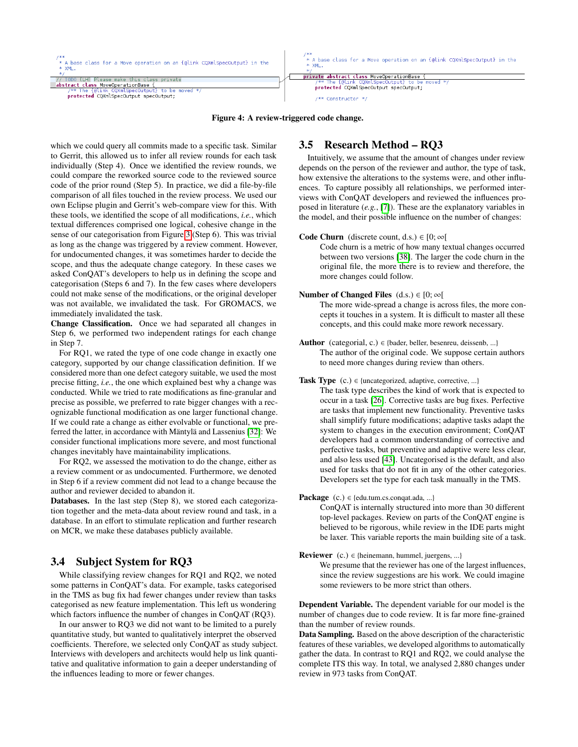```
/**
 * A base class for a Move operation on an {@link CQXmlSpecOutput} in the
 * XML.
 */
// TODO (LH) Please make this class private
abstract class MoveOperationBase {
    /** The {@link CQXmlSpecOutput} to be moved */
    protected CQXmlSpecOutput specOutput;
```

```
/**
 * A base class for a Move operation on an {@link CQXmlSpecOutput} in the
 * XML.
 */
private abstract class MoveOperationBase {
    /** The {@link CQXmlSpecOutput} to be moved */
    protected CQXmlSpecOutput specOutput;

    /** Constructor */
```

**Figure 4: A review-triggered code change.**

which we could query all commits made to a specific task. Similar to Gerrit, this allowed us to infer all review rounds for each task individually (Step 4). Once we identified the review rounds, we could compare the reworked source code to the reviewed source code of the prior round (Step 5). In practice, we did a file-by-file comparison of all files touched in the review process. We used our own Eclipse plugin and Gerrit's web-compare view for this. With these tools, we identified the scope of all modifications, *i.e.*, which textual differences comprised one logical, cohesive change in the sense of our categorisation from Figure 3 (Step 6). This was trivial as long as the change was triggered by a review comment. However, for undocumented changes, it was sometimes harder to decide the scope, and thus the adequate change category. In these cases we asked ConQAT's developers to help us in defining the scope and categorisation (Steps 6 and 7). In the few cases where developers could not make sense of the modifications, or the original developer was not available, we invalidated the task. For GROMACS, we immediately invalidated the task.

**Change Classification.** Once we had separated all changes in Step 6, we performed two independent ratings for each change in Step 7.

For RQ1, we rated the type of one code change in exactly one category, supported by our change classification definition. If we considered more than one defect category suitable, we used the most precise fitting, *i.e.*, the one which explained best why a change was conducted. While we tried to rate modifications as fine-granular and precise as possible, we preferred to rate bigger changes with a recognizable functional modification as one larger functional change. If we could rate a change as either evolvable or functional, we preferred the latter, in accordance with Mäntylä and Lassenius [32]: We consider functional implications more severe, and most functional changes inevitably have maintainability implications.

For RQ2, we assessed the motivation to do the change, either as a review comment or as undocumented. Furthermore, we denoted in Step 6 if a review comment did not lead to a change because the author and reviewer decided to abandon it.

**Databases.** In the last step (Step 8), we stored each categorization together and the meta-data about review round and task, in a database. In an effort to stimulate replication and further research on MCR, we make these databases publicly available.

## 3.4 Subject System for RQ3

While classifying review changes for RQ1 and RQ2, we noted some patterns in ConQAT's data. For example, tasks categorised in the TMS as bug fix had fewer changes under review than tasks categorised as new feature implementation. This left us wondering which factors influence the number of changes in ConQAT (RQ3).

In our answer to RQ3 we did not want to be limited to a purely quantitative study, but wanted to qualitatively interpret the observed coefficients. Therefore, we selected only ConQAT as study subject. Interviews with developers and architects would help us link quantitative and qualitative information to gain a deeper understanding of the influences leading to more or fewer changes.

## 3.5 Research Method – RQ3

Intuitively, we assume that the amount of changes under review depends on the person of the reviewer and author, the type of task, how extensive the alterations to the systems were, and other influences. To capture possibly all relationships, we performed interviews with ConQAT developers and reviewed the influences proposed in literature (*e.g.*, [7]). These are the explanatory variables in the model, and their possible influence on the number of changes:

**Code Churn** (discrete count, d.s.) $\in [0; \infty[$
: Code churn is a metric of how many textual changes occurred between two versions [38]. The larger the code churn in the original file, the more there is to review and therefore, the more changes could follow.

**Number of Changed Files** (d.s.) $\in [0; \infty[$
: The more wide-spread a change is across files, the more concepts it touches in a system. It is difficult to master all these concepts, and this could make more rework necessary.

**Author** (categorial, c.) ∈ {bader, beller, besenreu, deissenb, ...}
: The author of the original code. We suppose certain authors to need more changes during review than others.

**Task Type** (c.) ∈ {uncategorized, adaptive, corrective, ...}
: The task type describes the kind of work that is expected to occur in a task [26]. Corrective tasks are bug fixes. Perfective are tasks that implement new functionality. Preventive tasks shall simplify future modifications; adaptive tasks adapt the system to changes in the execution environment; ConQAT developers had a common understanding of corrective and perfective tasks, but preventive and adaptive were less clear, and also less used [43]. Uncategorised is the default, and also used for tasks that do not fit in any of the other categories. Developers set the type for each task manually in the TMS.

**Package** (c.) ∈ {edu.tum.cs.conqat.ada, ...}
: ConQAT is internally structured into more than 30 different top-level packages. Review on parts of the ConQAT engine is believed to be rigorous, while review in the IDE parts might be laxer. This variable reports the main building site of a task.

**Reviewer** (c.) ∈ {heinemann, hummel, juergens, ...}
: We presume that the reviewer has one of the largest influences, since the review suggestions are his work. We could imagine some reviewers to be more strict than others.

**Dependent Variable.** The dependent variable for our model is the number of changes due to code review. It is far more fine-grained than the number of review rounds.

**Data Sampling.** Based on the above description of the characteristic features of these variables, we developed algorithms to automatically gather the data. In contrast to RQ1 and RQ2, we could analyse the complete ITS this way. In total, we analysed 2,880 changes under review in 973 tasks from ConQAT.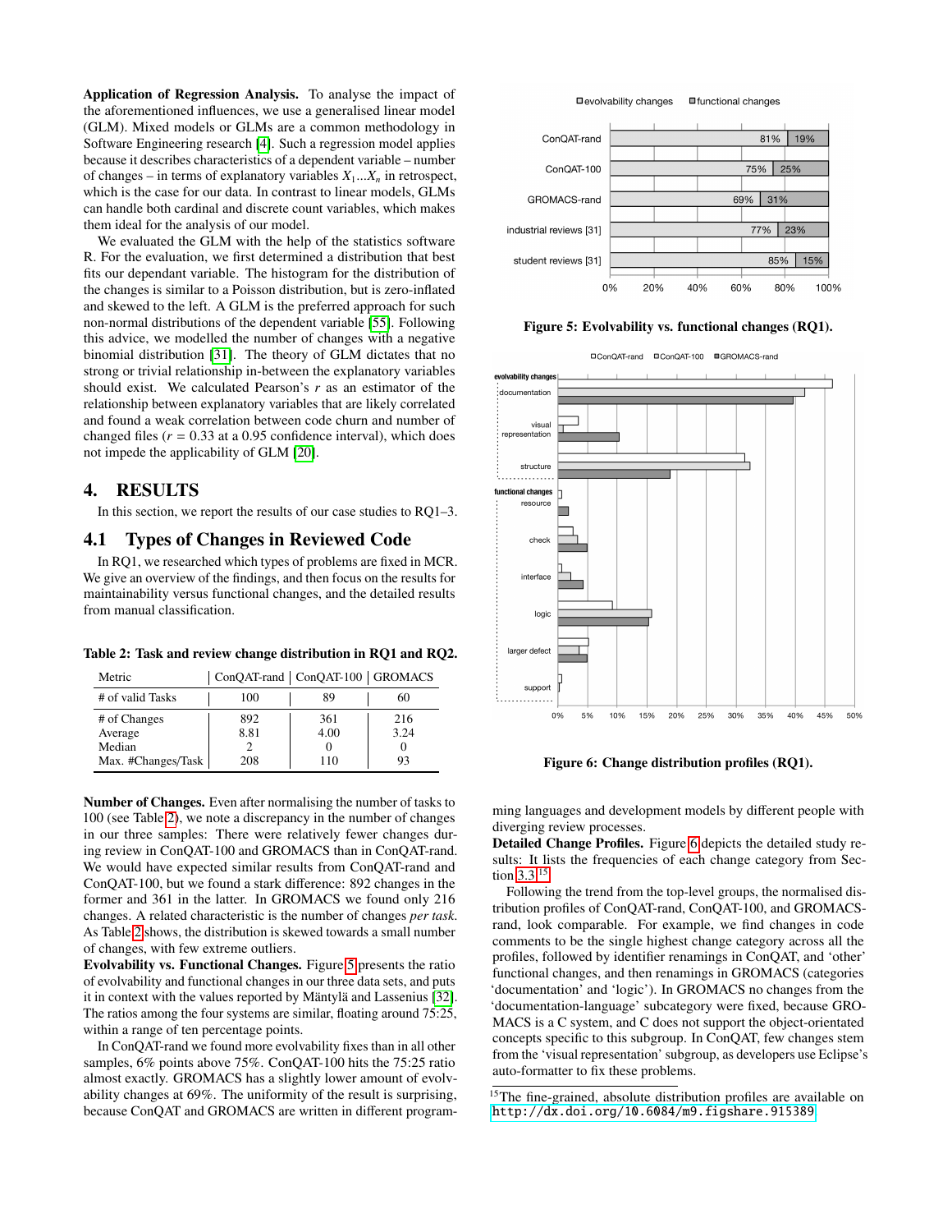**Application of Regression Analysis.** To analyse the impact of the aforementioned influences, we use a generalised linear model (GLM). Mixed models or GLMs are a common methodology in Software Engineering research [4]. Such a regression model applies because it describes characteristics of a dependent variable – number of changes – in terms of explanatory variables $X_1 ... X_n$ in retrospect, which is the case for our data. In contrast to linear models, GLMs can handle both cardinal and discrete count variables, which makes them ideal for the analysis of our model.

We evaluated the GLM with the help of the statistics software R. For the evaluation, we first determined a distribution that best fits our dependant variable. The histogram for the distribution of the changes is similar to a Poisson distribution, but is zero-inflated and skewed to the left. A GLM is the preferred approach for such non-normal distributions of the dependent variable [55]. Following this advice, we modelled the number of changes with a negative binomial distribution [31]. The theory of GLM dictates that no strong or trivial relationship in-between the explanatory variables should exist. We calculated Pearson's $r$ as an estimator of the relationship between explanatory variables that are likely correlated and found a weak correlation between code churn and number of changed files ($r = 0.33$ at a 0.95 confidence interval), which does not impede the applicability of GLM [20].

# 4. RESULTS

In this section, we report the results of our case studies to RQ1–3.

## 4.1 Types of Changes in Reviewed Code

In RQ1, we researched which types of problems are fixed in MCR. We give an overview of the findings, and then focus on the results for maintainability versus functional changes, and the detailed results from manual classification.

**Table 2: Task and review change distribution in RQ1 and RQ2.**

| Metric | ConQAT-rand | ConQAT-100 | GROMACS |
|---|---|---|---|
| # of valid Tasks | 100 | 89 | 60 |
| # of Changes | 892 | 361 | 216 |
| Average | 8.81 | 4.00 | 3.24 |
| Median | 2 | 0 | 0 |
| Max. #Changes/Task | 208 | 110 | 93 |

**Number of Changes.** Even after normalising the number of tasks to 100 (see Table 2), we note a discrepancy in the number of changes in our three samples: There were relatively fewer changes during review in ConQAT-100 and GROMACS than in ConQAT-rand. We would have expected similar results from ConQAT-rand and ConQAT-100, but we found a stark difference: 892 changes in the former and 361 in the latter. In GROMACS we found only 216 changes. A related characteristic is the number of changes *per task*. As Table 2 shows, the distribution is skewed towards a small number of changes, with few extreme outliers.

**Evolvability vs. Functional Changes.** Figure 5 presents the ratio of evolvability and functional changes in our three data sets, and puts it in context with the values reported by Mäntylä and Lassenius [32]. The ratios among the four systems are similar, floating around 75:25, within a range of ten percentage points.

In ConQAT-rand we found more evolvability fixes than in all other samples, 6% points above 75%. ConQAT-100 hits the 75:25 ratio almost exactly. GROMACS has a slightly lower amount of evolvability changes at 69%. The uniformity of the result is surprising, because ConQAT and GROMACS are written in different programming languages and development models by different people with diverging review processes.

| | evolvability changes | functional changes |
|---|---|---|
| ConQAT-rand | 81% | 19% |
| ConQAT-100 | 75% | 25% |
| GROMACS-rand | 69% | 31% |
| industrial reviews [31] | 77% | 23% |
| student reviews [31] | 85% | 15% |

**Figure 5: Evolvability vs. functional changes (RQ1).**

**Figure 6: Change distribution profiles (RQ1).**

**Detailed Change Profiles.** Figure 6 depicts the detailed study results: It lists the frequencies of each change category from Section 3.3.[15]

Following the trend from the top-level groups, the normalised distribution profiles of ConQAT-rand, ConQAT-100, and GROMACS-rand, look comparable. For example, we find changes in code comments to be the single highest change category across all the profiles, followed by identifier renamings in ConQAT, and 'other' functional changes, and then renamings in GROMACS (categories 'documentation' and 'logic'). In GROMACS no changes from the 'documentation-language' subcategory were fixed, because GROMACS is a C system, and C does not support the object-orientated concepts specific to this subgroup. In ConQAT, few changes stem from the 'visual representation' subgroup, as developers use Eclipse's auto-formatter to fix these problems.

[15] The fine-grained, absolute distribution profiles are available on http://dx.doi.org/10.6084/m9.figshare.915389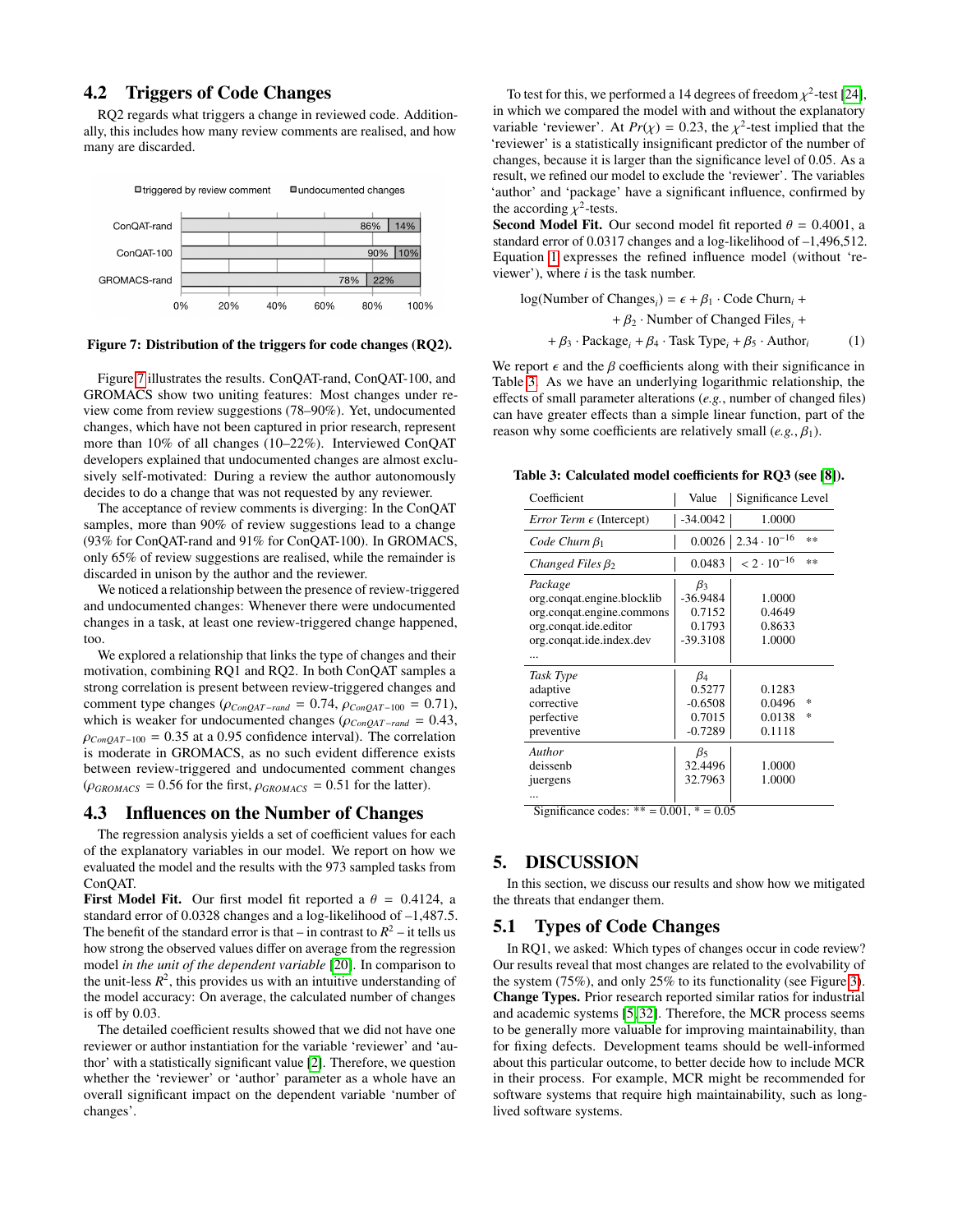## 4.2 Triggers of Code Changes

RQ2 regards what triggers a change in reviewed code. Additionally, this includes how many review comments are realised, and how many are discarded.

| | triggered by review comment | undocumented changes |
|---|---|---|
| ConQAT-rand | 86% | 14% |
| ConQAT-100 | 90% | 10% |
| GROMACS-rand | 78% | 22% |

**Figure 7: Distribution of the triggers for code changes (RQ2).**

Figure 7 illustrates the results. ConQAT-rand, ConQAT-100, and GROMACS show two uniting features: Most changes under review come from review suggestions (78–90%). Yet, undocumented changes, which have not been captured in prior research, represent more than 10% of all changes (10–22%). Interviewed ConQAT developers explained that undocumented changes are almost exclusively self-motivated: During a review the author autonomously decides to do a change that was not requested by any reviewer.

The acceptance of review comments is diverging: In the ConQAT samples, more than 90% of review suggestions lead to a change (93% for ConQAT-rand and 91% for ConQAT-100). In GROMACS, only 65% of review suggestions are realised, while the remainder is discarded in unison by the author and the reviewer.

We noticed a relationship between the presence of review-triggered and undocumented changes: Whenever there were undocumented changes in a task, at least one review-triggered change happened, too.

We explored a relationship that links the type of changes and their motivation, combining RQ1 and RQ2. In both ConQAT samples a strong correlation is present between review-triggered changes and comment type changes ($\rho_{ConQAT-rand} = 0.74$, $\rho_{ConQAT-100} = 0.71$), which is weaker for undocumented changes ($\rho_{ConQAT-rand} = 0.43$, $\rho_{ConQAT-100} = 0.35$ at a 0.95 confidence interval). The correlation is moderate in GROMACS, as no such evident difference exists between review-triggered and undocumented comment changes ($\rho_{GROMACS} = 0.56$ for the first, $\rho_{GROMACS} = 0.51$ for the latter).

## 4.3 Influences on the Number of Changes

The regression analysis yields a set of coefficient values for each of the explanatory variables in our model. We report on how we evaluated the model and the results with the 973 sampled tasks from ConQAT.

**First Model Fit.** Our first model fit reported a $\theta = 0.4124$, a standard error of 0.0328 changes and a log-likelihood of –1,487.5. The benefit of the standard error is that – in contrast to $R^2$ – it tells us how strong the observed values differ on average from the regression model *in the unit of the dependent variable* [20]. In comparison to the unit-less $R^2$, this provides us with an intuitive understanding of the model accuracy: On average, the calculated number of changes is off by 0.03.

The detailed coefficient results showed that we did not have one reviewer or author instantiation for the variable 'reviewer' and 'author' with a statistically significant value [2]. Therefore, we question whether the 'reviewer' or 'author' parameter as a whole have an overall significant impact on the dependent variable 'number of changes'.

To test for this, we performed a 14 degrees of freedom $\chi^2$-test [24], in which we compared the model with and without the explanatory variable 'reviewer'. At $Pr(\chi) = 0.23$, the $\chi^2$-test implied that the 'reviewer' is a statistically insignificant predictor of the number of changes, because it is larger than the significance level of 0.05. As a result, we refined our model to exclude the 'reviewer'. The variables 'author' and 'package' have a significant influence, confirmed by the according $\chi^2$-tests.

**Second Model Fit.** Our second model fit reported $\theta = 0.4001$, a standard error of 0.0317 changes and a log-likelihood of –1,496,512. Equation 1 expresses the refined influence model (without 'reviewer'), where $i$ is the task number.

$$\begin{aligned}\log(\text{Number of Changes}_i) = \epsilon + \beta_1 \cdot \text{Code Churn}_i\, + \\ + \beta_2 \cdot \text{Number of Changed Files}_i\, + \\ + \beta_3 \cdot \text{Package}_i + \beta_4 \cdot \text{Task Type}_i + \beta_5 \cdot \text{Author}_i \qquad (1)\end{aligned}$$

We report $\epsilon$ and the $\beta$ coefficients along with their significance in Table 3. As we have an underlying logarithmic relationship, the effects of small parameter alterations (*e.g.*, number of changed files) can have greater effects than a simple linear function, part of the reason why some coefficients are relatively small (*e.g.*, $\beta_1$).

**Table 3: Calculated model coefficients for RQ3 (see [8]).**

| Coefficient | Value | Significance Level |
|---|---|---|
| *Error Term* $\epsilon$ (Intercept) | -34.0042 | 1.0000 |
| *Code Churn* $\beta_1$ | 0.0026 | $2.34 \cdot 10^{-16}$ ** |
| *Changed Files* $\beta_2$ | 0.0483 | $< 2 \cdot 10^{-16}$ ** |
| *Package* | $\beta_3$ | |
| org.conqat.engine.blocklib | -36.9484 | 1.0000 |
| org.conqat.engine.commons | 0.7152 | 0.4649 |
| org.conqat.ide.editor | 0.1793 | 0.8633 |
| org.conqat.ide.index.dev | -39.3108 | 1.0000 |
| ... | | |
| *Task Type* | $\beta_4$ | |
| adaptive | 0.5277 | 0.1283 |
| corrective | -0.6508 | 0.0496 * |
| perfective | 0.7015 | 0.0138 * |
| preventive | -0.7289 | 0.1118 |
| *Author* | $\beta_5$ | |
| deissenb | 32.4496 | 1.0000 |
| juergens | 32.7963 | 1.0000 |
| ... | | |

Significance codes: ** = 0.001, * = 0.05

# 5. DISCUSSION

In this section, we discuss our results and show how we mitigated the threats that endanger them.

## 5.1 Types of Code Changes

In RQ1, we asked: Which types of changes occur in code review? Our results reveal that most changes are related to the evolvability of the system (75%), and only 25% to its functionality (see Figure 3).

**Change Types.** Prior research reported similar ratios for industrial and academic systems [5, 32]. Therefore, the MCR process seems to be generally more valuable for improving maintainability, than for fixing defects. Development teams should be well-informed about this particular outcome, to better decide how to include MCR in their process. For example, MCR might be recommended for software systems that require high maintainability, such as long-lived software systems.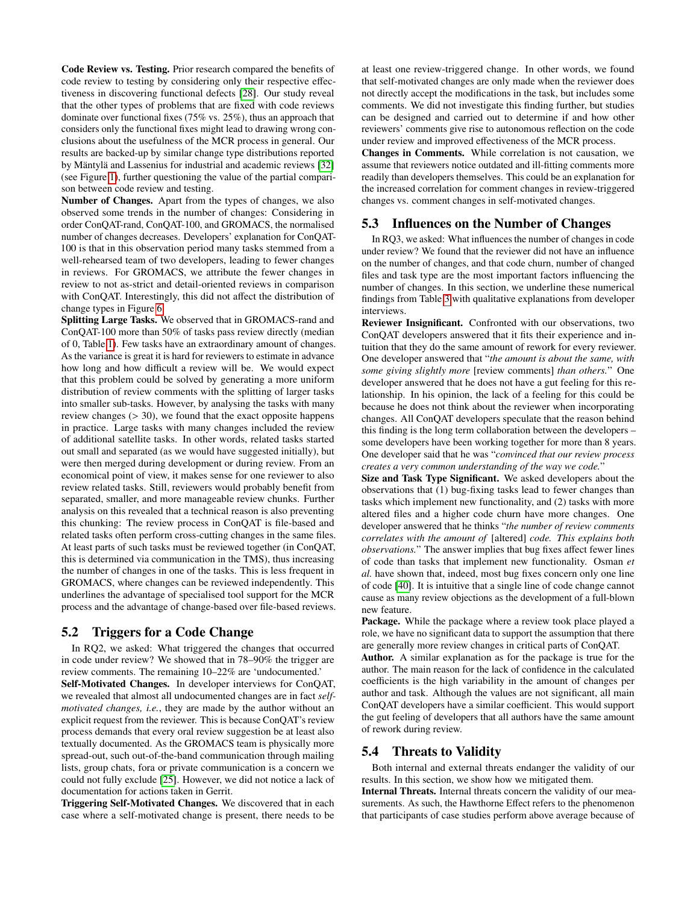**Code Review vs. Testing.** Prior research compared the benefits of code review to testing by considering only their respective effectiveness in discovering functional defects [28]. Our study reveal that the other types of problems that are fixed with code reviews dominate over functional fixes (75% vs. 25%), thus an approach that considers only the functional fixes might lead to drawing wrong conclusions about the usefulness of the MCR process in general. Our results are backed-up by similar change type distributions reported by Mäntylä and Lassenius for industrial and academic reviews [32] (see Figure 1), further questioning the value of the partial comparison between code review and testing.

**Number of Changes.** Apart from the types of changes, we also observed some trends in the number of changes: Considering in order ConQAT-rand, ConQAT-100, and GROMACS, the normalised number of changes decreases. Developers' explanation for ConQAT-100 is that in this observation period many tasks stemmed from a well-rehearsed team of two developers, leading to fewer changes in reviews. For GROMACS, we attribute the fewer changes in review to not as-strict and detail-oriented reviews in comparison with ConQAT. Interestingly, this did not affect the distribution of change types in Figure 6.

**Splitting Large Tasks.** We observed that in GROMACS-rand and ConQAT-100 more than 50% of tasks pass review directly (median of 0, Table 1). Few tasks have an extraordinary amount of changes. As the variance is great it is hard for reviewers to estimate in advance how long and how difficult a review will be. We would expect that this problem could be solved by generating a more uniform distribution of review comments with the splitting of larger tasks into smaller sub-tasks. However, by analysing the tasks with many review changes (> 30), we found that the exact opposite happens in practice. Large tasks with many changes included the review of additional satellite tasks. In other words, related tasks started out small and separated (as we would have suggested initially), but were then merged during development or during review. From an economical point of view, it makes sense for one reviewer to also review related tasks. Still, reviewers would probably benefit from separated, smaller, and more manageable review chunks. Further analysis on this revealed that a technical reason is also preventing this chunking: The review process in ConQAT is file-based and related tasks often perform cross-cutting changes in the same files. At least parts of such tasks must be reviewed together (in ConQAT, this is determined via communication in the TMS), thus increasing the number of changes in one of the tasks. This is less frequent in GROMACS, where changes can be reviewed independently. This underlines the advantage of specialised tool support for the MCR process and the advantage of change-based over file-based reviews.

## 5.2 Triggers for a Code Change

In RQ2, we asked: What triggered the changes that occurred in code under review? We showed that in 78–90% the trigger are review comments. The remaining 10–22% are 'undocumented.'

**Self-Motivated Changes.** In developer interviews for ConQAT, we revealed that almost all undocumented changes are in fact *self-motivated changes, i.e.*, they are made by the author without an explicit request from the reviewer. This is because ConQAT's review process demands that every oral review suggestion be at least also textually documented. As the GROMACS team is physically more spread-out, such out-of-the-band communication through mailing lists, group chats, fora or private communication is a concern we could not fully exclude [25]. However, we did not notice a lack of documentation for actions taken in Gerrit.

**Triggering Self-Motivated Changes.** We discovered that in each case where a self-motivated change is present, there needs to be at least one review-triggered change. In other words, we found that self-motivated changes are only made when the reviewer does not directly accept the modifications in the task, but includes some comments. We did not investigate this finding further, but studies can be designed and carried out to determine if and how other reviewers' comments give rise to autonomous reflection on the code under review and improved effectiveness of the MCR process.

**Changes in Comments.** While correlation is not causation, we assume that reviewers notice outdated and ill-fitting comments more readily than developers themselves. This could be an explanation for the increased correlation for comment changes in review-triggered changes vs. comment changes in self-motivated changes.

## 5.3 Influences on the Number of Changes

In RQ3, we asked: What influences the number of changes in code under review? We found that the reviewer did not have an influence on the number of changes, and that code churn, number of changed files and task type are the most important factors influencing the number of changes. In this section, we underline these numerical findings from Table 3 with qualitative explanations from developer interviews.

**Reviewer Insignificant.** Confronted with our observations, two ConQAT developers answered that it fits their experience and intuition that they do the same amount of rework for every reviewer. One developer answered that "*the amount is about the same, with some giving slightly more* [review comments] *than others.*" One developer answered that he does not have a gut feeling for this relationship. In his opinion, the lack of a feeling for this could be because he does not think about the reviewer when incorporating changes. All ConQAT developers speculate that the reason behind this finding is the long term collaboration between the developers – some developers have been working together for more than 8 years. One developer said that he was "*convinced that our review process creates a very common understanding of the way we code.*"

**Size and Task Type Significant.** We asked developers about the observations that (1) bug-fixing tasks lead to fewer changes than tasks which implement new functionality, and (2) tasks with more altered files and a higher code churn have more changes. One developer answered that he thinks "*the number of review comments correlates with the amount of* [altered] *code. This explains both observations.*" The answer implies that bug fixes affect fewer lines of code than tasks that implement new functionality. Osman *et al.* have shown that, indeed, most bug fixes concern only one line of code [40]. It is intuitive that a single line of code change cannot cause as many review objections as the development of a full-blown new feature.

**Package.** While the package where a review took place played a role, we have no significant data to support the assumption that there are generally more review changes in critical parts of ConQAT.

**Author.** A similar explanation as for the package is true for the author. The main reason for the lack of confidence in the calculated coefficients is the high variability in the amount of changes per author and task. Although the values are not significant, all main ConQAT developers have a similar coefficient. This would support the gut feeling of developers that all authors have the same amount of rework during review.

## 5.4 Threats to Validity

Both internal and external threats endanger the validity of our results. In this section, we show how we mitigated them.

**Internal Threats.** Internal threats concern the validity of our measurements. As such, the Hawthorne Effect refers to the phenomenon that participants of case studies perform above average because of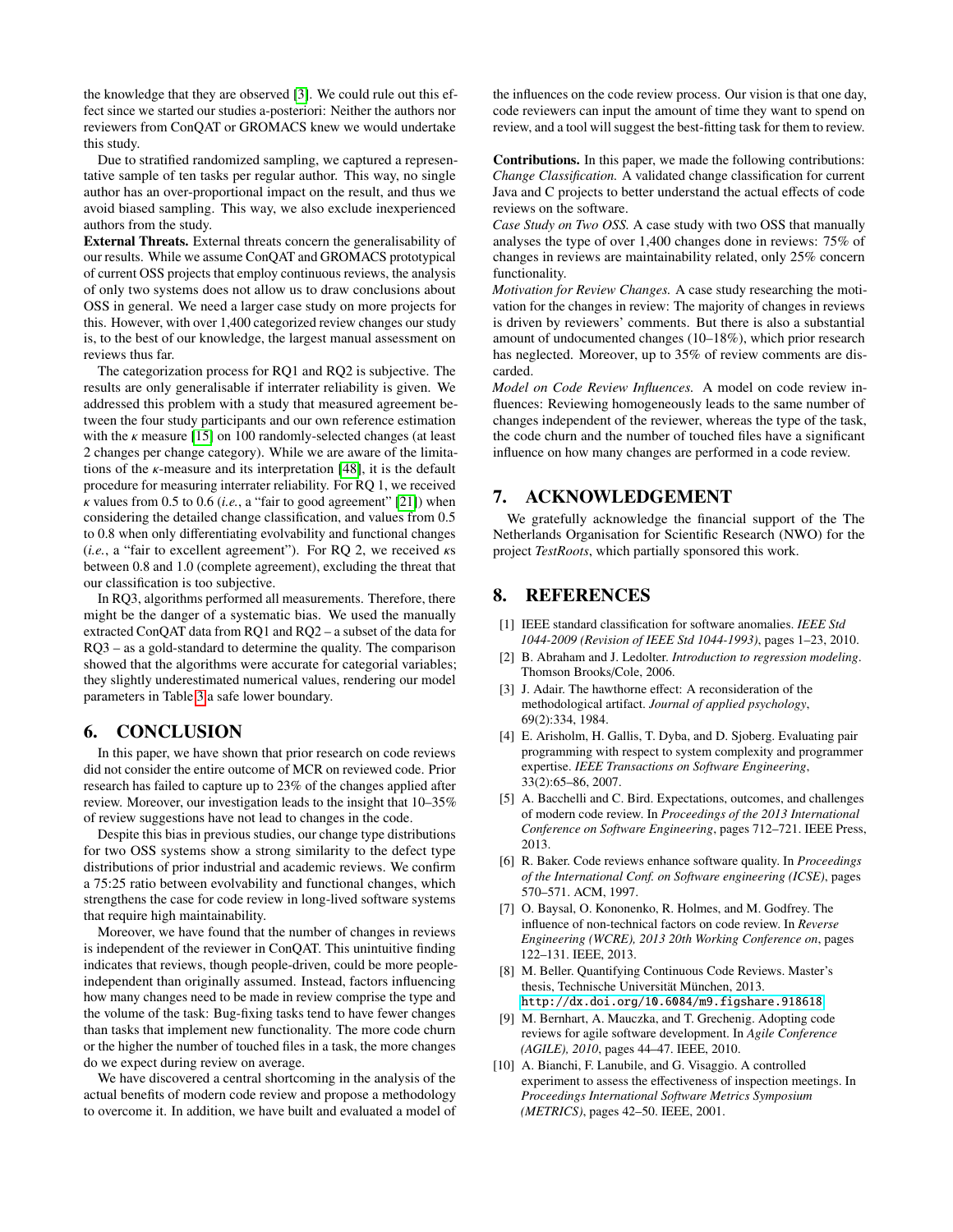the knowledge that they are observed [3]. We could rule out this effect since we started our studies a-posteriori: Neither the authors nor reviewers from ConQAT or GROMACS knew we would undertake this study.

Due to stratified randomized sampling, we captured a representative sample of ten tasks per regular author. This way, no single author has an over-proportional impact on the result, and thus we avoid biased sampling. This way, we also exclude inexperienced authors from the study.

**External Threats.** External threats concern the generalisability of our results. While we assume ConQAT and GROMACS prototypical of current OSS projects that employ continuous reviews, the analysis of only two systems does not allow us to draw conclusions about OSS in general. We need a larger case study on more projects for this. However, with over 1,400 categorized review changes our study is, to the best of our knowledge, the largest manual assessment on reviews thus far.

The categorization process for RQ1 and RQ2 is subjective. The results are only generalisable if interrater reliability is given. We addressed this problem with a study that measured agreement between the four study participants and our own reference estimation with the $\kappa$ measure [15] on 100 randomly-selected changes (at least 2 changes per change category). While we are aware of the limitations of the $\kappa$-measure and its interpretation [48], it is the default procedure for measuring interrater reliability. For RQ 1, we received $\kappa$ values from 0.5 to 0.6 (*i.e.*, a "fair to good agreement" [21]) when considering the detailed change classification, and values from 0.5 to 0.8 when only differentiating evolvability and functional changes (*i.e.*, a "fair to excellent agreement"). For RQ 2, we received $\kappa$s between 0.8 and 1.0 (complete agreement), excluding the threat that our classification is too subjective.

In RQ3, algorithms performed all measurements. Therefore, there might be the danger of a systematic bias. We used the manually extracted ConQAT data from RQ1 and RQ2 – a subset of the data for RQ3 – as a gold-standard to determine the quality. The comparison showed that the algorithms were accurate for categorial variables; they slightly underestimated numerical values, rendering our model parameters in Table 3 a safe lower boundary.

# 6. CONCLUSION

In this paper, we have shown that prior research on code reviews did not consider the entire outcome of MCR on reviewed code. Prior research has failed to capture up to 23% of the changes applied after review. Moreover, our investigation leads to the insight that 10–35% of review suggestions have not lead to changes in the code.

Despite this bias in previous studies, our change type distributions for two OSS systems show a strong similarity to the defect type distributions of prior industrial and academic reviews. We confirm a 75:25 ratio between evolvability and functional changes, which strengthens the case for code review in long-lived software systems that require high maintainability.

Moreover, we have found that the number of changes in reviews is independent of the reviewer in ConQAT. This unintuitive finding indicates that reviews, though people-driven, could be more people-independent than originally assumed. Instead, factors influencing how many changes need to be made in review comprise the type and the volume of the task: Bug-fixing tasks tend to have fewer changes than tasks that implement new functionality. The more code churn or the higher the number of touched files in a task, the more changes do we expect during review on average.

We have discovered a central shortcoming in the analysis of the actual benefits of modern code review and propose a methodology to overcome it. In addition, we have built and evaluated a model of the influences on the code review process. Our vision is that one day, code reviewers can input the amount of time they want to spend on review, and a tool will suggest the best-fitting task for them to review.

**Contributions.** In this paper, we made the following contributions:
*Change Classification.* A validated change classification for current Java and C projects to better understand the actual effects of code reviews on the software.
*Case Study on Two OSS.* A case study with two OSS that manually analyses the type of over 1,400 changes done in reviews: 75% of changes in reviews are maintainability related, only 25% concern functionality.
*Motivation for Review Changes.* A case study researching the motivation for the changes in review: The majority of changes in reviews is driven by reviewers' comments. But there is also a substantial amount of undocumented changes (10–18%), which prior research has neglected. Moreover, up to 35% of review comments are discarded.
*Model on Code Review Influences.* A model on code review influences: Reviewing homogeneously leads to the same number of changes independent of the reviewer, whereas the type of the task, the code churn and the number of touched files have a significant influence on how many changes are performed in a code review.

# 7. ACKNOWLEDGEMENT

We gratefully acknowledge the financial support of the The Netherlands Organisation for Scientific Research (NWO) for the project *TestRoots*, which partially sponsored this work.

# 8. REFERENCES

[1] IEEE standard classification for software anomalies. *IEEE Std 1044-2009 (Revision of IEEE Std 1044-1993)*, pages 1–23, 2010.

[2] B. Abraham and J. Ledolter. *Introduction to regression modeling*. Thomson Brooks/Cole, 2006.

[3] J. Adair. The hawthorne effect: A reconsideration of the methodological artifact. *Journal of applied psychology*, 69(2):334, 1984.

[4] E. Arisholm, H. Gallis, T. Dyba, and D. Sjoberg. Evaluating pair programming with respect to system complexity and programmer expertise. *IEEE Transactions on Software Engineering*, 33(2):65–86, 2007.

[5] A. Bacchelli and C. Bird. Expectations, outcomes, and challenges of modern code review. In *Proceedings of the 2013 International Conference on Software Engineering*, pages 712–721. IEEE Press, 2013.

[6] R. Baker. Code reviews enhance software quality. In *Proceedings of the International Conf. on Software engineering (ICSE)*, pages 570–571. ACM, 1997.

[7] O. Baysal, O. Kononenko, R. Holmes, and M. Godfrey. The influence of non-technical factors on code review. In *Reverse Engineering (WCRE), 2013 20th Working Conference on*, pages 122–131. IEEE, 2013.

[8] M. Beller. Quantifying Continuous Code Reviews. Master's thesis, Technische Universität München, 2013. http://dx.doi.org/10.6084/m9.figshare.918618.

[9] M. Bernhart, A. Mauczka, and T. Grechenig. Adopting code reviews for agile software development. In *Agile Conference (AGILE), 2010*, pages 44–47. IEEE, 2010.

[10] A. Bianchi, F. Lanubile, and G. Visaggio. A controlled experiment to assess the effectiveness of inspection meetings. In *Proceedings International Software Metrics Symposium (METRICS)*, pages 42–50. IEEE, 2001.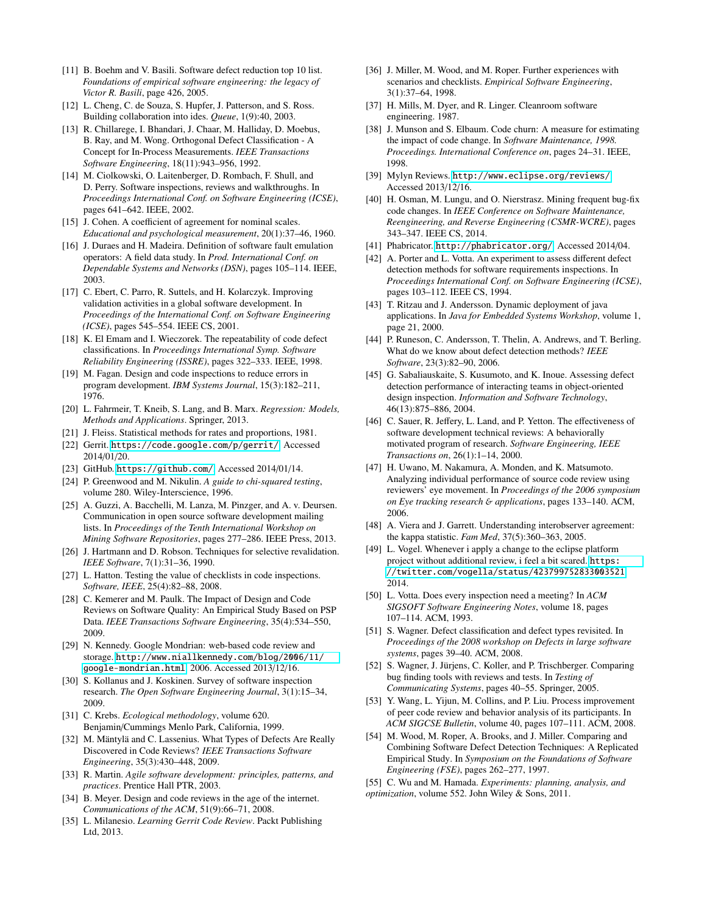[11] B. Boehm and V. Basili. Software defect reduction top 10 list. *Foundations of empirical software engineering: the legacy of Victor R. Basili*, page 426, 2005.

[12] L. Cheng, C. de Souza, S. Hupfer, J. Patterson, and S. Ross. Building collaboration into ides. *Queue*, 1(9):40, 2003.

[13] R. Chillarege, I. Bhandari, J. Chaar, M. Halliday, D. Moebus, B. Ray, and M. Wong. Orthogonal Defect Classification - A Concept for In-Process Measurements. *IEEE Transactions Software Engineering*, 18(11):943–956, 1992.

[14] M. Ciolkowski, O. Laitenberger, D. Rombach, F. Shull, and D. Perry. Software inspections, reviews and walkthroughs. In *Proceedings International Conf. on Software Engineering (ICSE)*, pages 641–642. IEEE, 2002.

[15] J. Cohen. A coefficient of agreement for nominal scales. *Educational and psychological measurement*, 20(1):37–46, 1960.

[16] J. Duraes and H. Madeira. Definition of software fault emulation operators: A field data study. In *Prod. International Conf. on Dependable Systems and Networks (DSN)*, pages 105–114. IEEE, 2003.

[17] C. Ebert, C. Parro, R. Suttels, and H. Kolarczyk. Improving validation activities in a global software development. In *Proceedings of the International Conf. on Software Engineering (ICSE)*, pages 545–554. IEEE CS, 2001.

[18] K. El Emam and I. Wieczorek. The repeatability of code defect classifications. In *Proceedings International Symp. Software Reliability Engineering (ISSRE)*, pages 322–333. IEEE, 1998.

[19] M. Fagan. Design and code inspections to reduce errors in program development. *IBM Systems Journal*, 15(3):182–211, 1976.

[20] L. Fahrmeir, T. Kneib, S. Lang, and B. Marx. *Regression: Models, Methods and Applications*. Springer, 2013.

[21] J. Fleiss. Statistical methods for rates and proportions, 1981.

[22] Gerrit. https://code.google.com/p/gerrit/. Accessed 2014/01/20.

[23] GitHub. https://github.com/. Accessed 2014/01/14.

[24] P. Greenwood and M. Nikulin. *A guide to chi-squared testing*, volume 280. Wiley-Interscience, 1996.

[25] A. Guzzi, A. Bacchelli, M. Lanza, M. Pinzger, and A. v. Deursen. Communication in open source software development mailing lists. In *Proceedings of the Tenth International Workshop on Mining Software Repositories*, pages 277–286. IEEE Press, 2013.

[26] J. Hartmann and D. Robson. Techniques for selective revalidation. *IEEE Software*, 7(1):31–36, 1990.

[27] L. Hatton. Testing the value of checklists in code inspections. *Software, IEEE*, 25(4):82–88, 2008.

[28] C. Kemerer and M. Paulk. The Impact of Design and Code Reviews on Software Quality: An Empirical Study Based on PSP Data. *IEEE Transactions Software Engineering*, 35(4):534–550, 2009.

[29] N. Kennedy. Google Mondrian: web-based code review and storage. http://www.niallkennedy.com/blog/2006/11/google-mondrian.html, 2006. Accessed 2013/12/16.

[30] S. Kollanus and J. Koskinen. Survey of software inspection research. *The Open Software Engineering Journal*, 3(1):15–34, 2009.

[31] C. Krebs. *Ecological methodology*, volume 620. Benjamin/Cummings Menlo Park, California, 1999.

[32] M. Mäntylä and C. Lassenius. What Types of Defects Are Really Discovered in Code Reviews? *IEEE Transactions Software Engineering*, 35(3):430–448, 2009.

[33] R. Martin. *Agile software development: principles, patterns, and practices*. Prentice Hall PTR, 2003.

[34] B. Meyer. Design and code reviews in the age of the internet. *Communications of the ACM*, 51(9):66–71, 2008.

[35] L. Milanesio. *Learning Gerrit Code Review*. Packt Publishing Ltd, 2013.

[36] J. Miller, M. Wood, and M. Roper. Further experiences with scenarios and checklists. *Empirical Software Engineering*, 3(1):37–64, 1998.

[37] H. Mills, M. Dyer, and R. Linger. Cleanroom software engineering. 1987.

[38] J. Munson and S. Elbaum. Code churn: A measure for estimating the impact of code change. In *Software Maintenance, 1998. Proceedings. International Conference on*, pages 24–31. IEEE, 1998.

[39] Mylyn Reviews. http://www.eclipse.org/reviews/. Accessed 2013/12/16.

[40] H. Osman, M. Lungu, and O. Nierstrasz. Mining frequent bug-fix code changes. In *IEEE Conference on Software Maintenance, Reengineering, and Reverse Engineering (CSMR-WCRE)*, pages 343–347. IEEE CS, 2014.

[41] Phabricator. http://phabricator.org/. Accessed 2014/04.

[42] A. Porter and L. Votta. An experiment to assess different defect detection methods for software requirements inspections. In *Proceedings International Conf. on Software Engineering (ICSE)*, pages 103–112. IEEE CS, 1994.

[43] T. Ritzau and J. Andersson. Dynamic deployment of java applications. In *Java for Embedded Systems Workshop*, volume 1, page 21, 2000.

[44] P. Runeson, C. Andersson, T. Thelin, A. Andrews, and T. Berling. What do we know about defect detection methods? *IEEE Software*, 23(3):82–90, 2006.

[45] G. Sabaliauskaite, S. Kusumoto, and K. Inoue. Assessing defect detection performance of interacting teams in object-oriented design inspection. *Information and Software Technology*, 46(13):875–886, 2004.

[46] C. Sauer, R. Jeffery, L. Land, and P. Yetton. The effectiveness of software development technical reviews: A behaviorally motivated program of research. *Software Engineering, IEEE Transactions on*, 26(1):1–14, 2000.

[47] H. Uwano, M. Nakamura, A. Monden, and K. Matsumoto. Analyzing individual performance of source code review using reviewers' eye movement. In *Proceedings of the 2006 symposium on Eye tracking research & applications*, pages 133–140. ACM, 2006.

[48] A. Viera and J. Garrett. Understanding interobserver agreement: the kappa statistic. *Fam Med*, 37(5):360–363, 2005.

[49] L. Vogel. Whenever i apply a change to the eclipse platform project without additional review, i feel a bit scared. https://twitter.com/vogella/status/423799752833003521, 2014.

[50] L. Votta. Does every inspection need a meeting? In *ACM SIGSOFT Software Engineering Notes*, volume 18, pages 107–114. ACM, 1993.

[51] S. Wagner. Defect classification and defect types revisited. In *Proceedings of the 2008 workshop on Defects in large software systems*, pages 39–40. ACM, 2008.

[52] S. Wagner, J. Jürjens, C. Koller, and P. Trischberger. Comparing bug finding tools with reviews and tests. In *Testing of Communicating Systems*, pages 40–55. Springer, 2005.

[53] Y. Wang, L. Yijun, M. Collins, and P. Liu. Process improvement of peer code review and behavior analysis of its participants. In *ACM SIGCSE Bulletin*, volume 40, pages 107–111. ACM, 2008.

[54] M. Wood, M. Roper, A. Brooks, and J. Miller. Comparing and Combining Software Defect Detection Techniques: A Replicated Empirical Study. In *Symposium on the Foundations of Software Engineering (FSE)*, pages 262–277, 1997.

[55] C. Wu and M. Hamada. *Experiments: planning, analysis, and optimization*, volume 552. John Wiley & Sons, 2011.